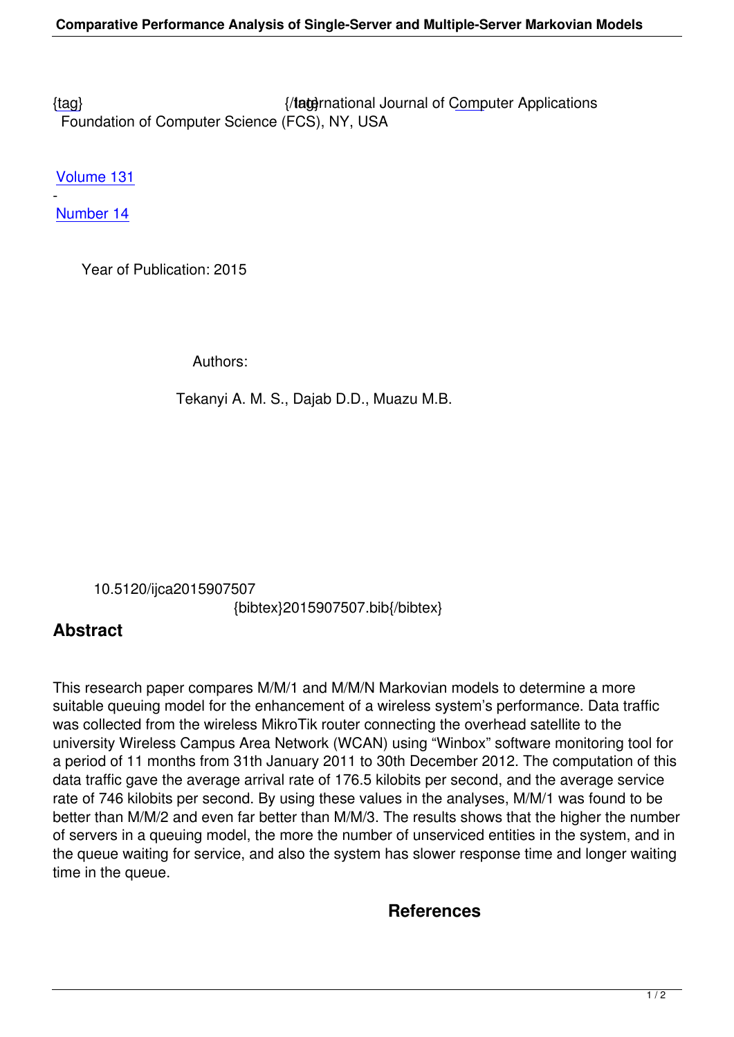{tag} {/tag}International Journal of Computer Applications
Foundation of Computer Science (FCS), NY, USA

Volume 131
-
Number 14

Year of Publication: 2015

Authors:

Tekanyi A. M. S., Dajab D.D., Muazu M.B.

10.5120/ijca2015907507
{bibtex}2015907507.bib{/bibtex}

## Abstract

This research paper compares M/M/1 and M/M/N Markovian models to determine a more suitable queuing model for the enhancement of a wireless system's performance. Data traffic was collected from the wireless MikroTik router connecting the overhead satellite to the university Wireless Campus Area Network (WCAN) using "Winbox" software monitoring tool for a period of 11 months from 31th January 2011 to 30th December 2012. The computation of this data traffic gave the average arrival rate of 176.5 kilobits per second, and the average service rate of 746 kilobits per second. By using these values in the analyses, M/M/1 was found to be better than M/M/2 and even far better than M/M/3. The results shows that the higher the number of servers in a queuing model, the more the number of unserviced entities in the system, and in the queue waiting for service, and also the system has slower response time and longer waiting time in the queue.

## References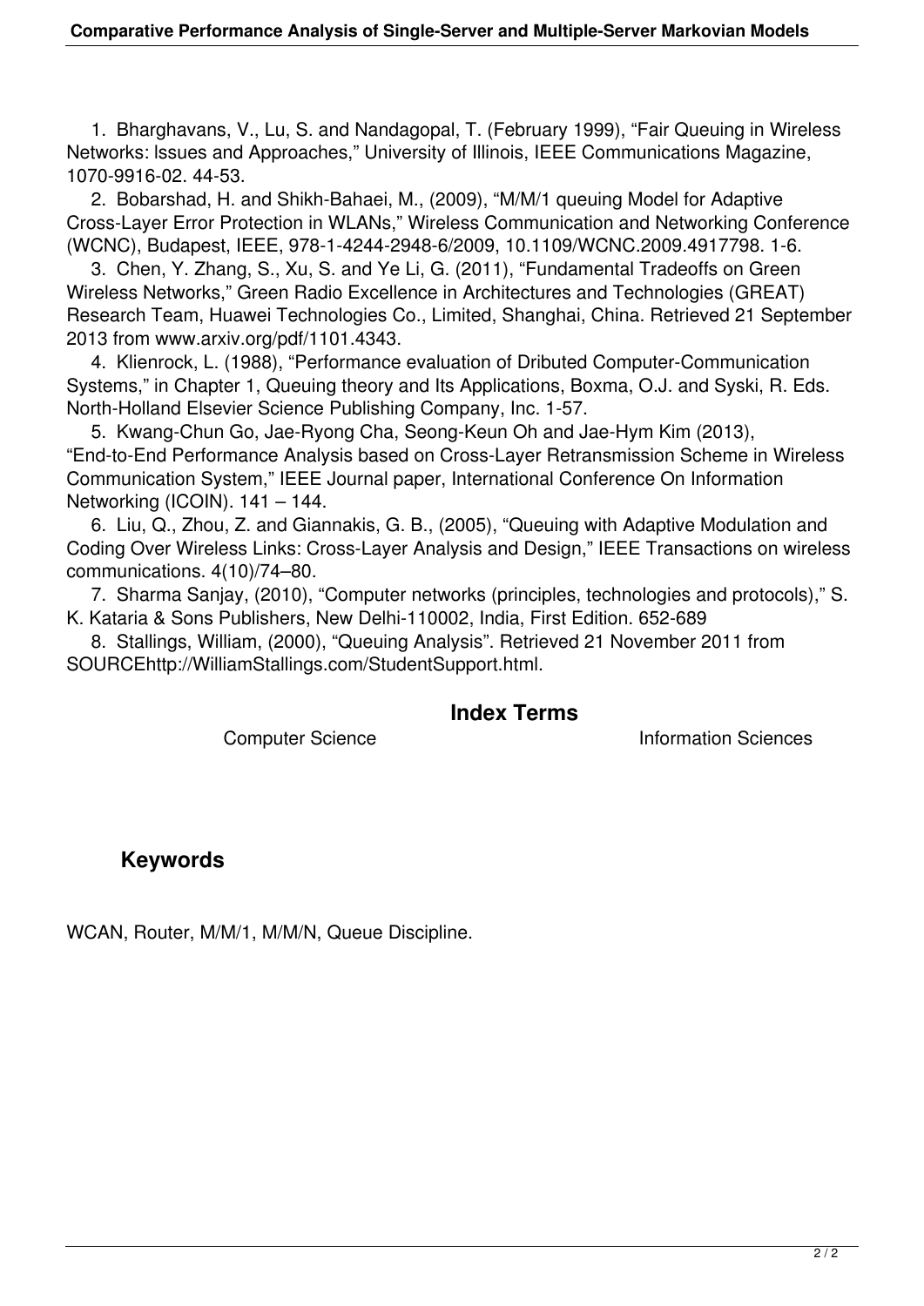1. Bharghavans, V., Lu, S. and Nandagopal, T. (February 1999), “Fair Queuing in Wireless Networks: Issues and Approaches,” University of Illinois, IEEE Communications Magazine, 1070-9916-02. 44-53.
2. Bobarshad, H. and Shikh-Bahaei, M., (2009), “M/M/1 queuing Model for Adaptive Cross-Layer Error Protection in WLANs,” Wireless Communication and Networking Conference (WCNC), Budapest, IEEE, 978-1-4244-2948-6/2009, 10.1109/WCNC.2009.4917798. 1-6.
3. Chen, Y. Zhang, S., Xu, S. and Ye Li, G. (2011), “Fundamental Tradeoffs on Green Wireless Networks,” Green Radio Excellence in Architectures and Technologies (GREAT) Research Team, Huawei Technologies Co., Limited, Shanghai, China. Retrieved 21 September 2013 from www.arxiv.org/pdf/1101.4343.
4. Klienrock, L. (1988), “Performance evaluation of Dributed Computer-Communication Systems,” in Chapter 1, Queuing theory and Its Applications, Boxma, O.J. and Syski, R. Eds. North-Holland Elsevier Science Publishing Company, Inc. 1-57.
5. Kwang-Chun Go, Jae-Ryong Cha, Seong-Keun Oh and Jae-Hym Kim (2013), “End-to-End Performance Analysis based on Cross-Layer Retransmission Scheme in Wireless Communication System,” IEEE Journal paper, International Conference On Information Networking (ICOIN). 141 – 144.
6. Liu, Q., Zhou, Z. and Giannakis, G. B., (2005), “Queuing with Adaptive Modulation and Coding Over Wireless Links: Cross-Layer Analysis and Design,” IEEE Transactions on wireless communications. 4(10)/74–80.
7. Sharma Sanjay, (2010), “Computer networks (principles, technologies and protocols),” S. K. Kataria & Sons Publishers, New Delhi-110002, India, First Edition. 652-689
8. Stallings, William, (2000), “Queuing Analysis”. Retrieved 21 November 2011 from SOURCEhttp://WilliamStallings.com/StudentSupport.html.

## Index Terms

Computer Science

Information Sciences

## Keywords

WCAN, Router, M/M/1, M/M/N, Queue Discipline.